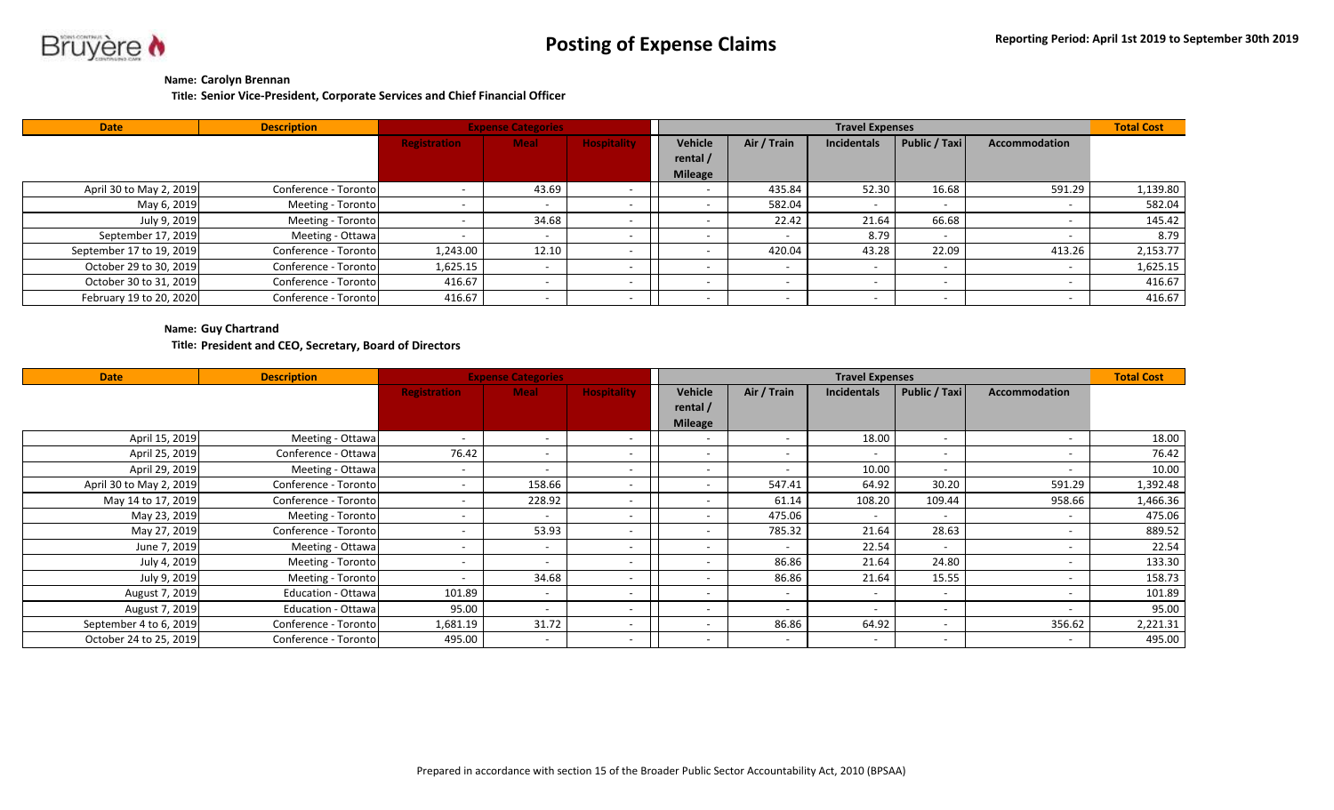# Posting of Expense Claims

**Reporting Period: April 1st 2019 to September 30th 2019**

**Name: Carolyn Brennan**

**Title: Senior Vice-President, Corporate Services and Chief Financial Officer**

| Date | Description | Expense Categories | | | Travel Expenses | | | | | Total Cost |
|---|---|---|---|---|---|---|---|---|---|---|
| | | Registration | Meal | Hospitality | Vehicle rental / Mileage | Air / Train | Incidentals | Public / Taxi | Accommodation | |
| April 30 to May 2, 2019 | Conference - Toronto | - | 43.69 | - | - | 435.84 | 52.30 | 16.68 | 591.29 | 1,139.80 |
| May 6, 2019 | Meeting - Toronto | - | - | - | - | 582.04 | - | - | - | 582.04 |
| July 9, 2019 | Meeting - Toronto | - | 34.68 | - | - | 22.42 | 21.64 | 66.68 | - | 145.42 |
| September 17, 2019 | Meeting - Ottawa | - | - | - | - | - | 8.79 | - | - | 8.79 |
| September 17 to 19, 2019 | Conference - Toronto | 1,243.00 | 12.10 | - | - | 420.04 | 43.28 | 22.09 | 413.26 | 2,153.77 |
| October 29 to 30, 2019 | Conference - Toronto | 1,625.15 | - | - | - | - | - | - | - | 1,625.15 |
| October 30 to 31, 2019 | Conference - Toronto | 416.67 | - | - | - | - | - | - | - | 416.67 |
| February 19 to 20, 2020 | Conference - Toronto | 416.67 | - | - | - | - | - | - | - | 416.67 |

**Name: Guy Chartrand**

**Title: President and CEO, Secretary, Board of Directors**

| Date | Description | Expense Categories | | | Travel Expenses | | | | | Total Cost |
|---|---|---|---|---|---|---|---|---|---|---|
| | | Registration | Meal | Hospitality | Vehicle rental / Mileage | Air / Train | Incidentals | Public / Taxi | Accommodation | |
| April 15, 2019 | Meeting - Ottawa | - | - | - | - | - | 18.00 | - | - | 18.00 |
| April 25, 2019 | Conference - Ottawa | 76.42 | - | - | - | - | - | - | - | 76.42 |
| April 29, 2019 | Meeting - Ottawa | - | - | - | - | - | 10.00 | - | - | 10.00 |
| April 30 to May 2, 2019 | Conference - Toronto | - | 158.66 | - | - | 547.41 | 64.92 | 30.20 | 591.29 | 1,392.48 |
| May 14 to 17, 2019 | Conference - Toronto | - | 228.92 | - | - | 61.14 | 108.20 | 109.44 | 958.66 | 1,466.36 |
| May 23, 2019 | Meeting - Toronto | - | - | - | - | 475.06 | - | - | - | 475.06 |
| May 27, 2019 | Conference - Toronto | - | 53.93 | - | - | 785.32 | 21.64 | 28.63 | - | 889.52 |
| June 7, 2019 | Meeting - Ottawa | - | - | - | - | - | 22.54 | - | - | 22.54 |
| July 4, 2019 | Meeting - Toronto | - | - | - | - | 86.86 | 21.64 | 24.80 | - | 133.30 |
| July 9, 2019 | Meeting - Toronto | - | 34.68 | - | - | 86.86 | 21.64 | 15.55 | - | 158.73 |
| August 7, 2019 | Education - Ottawa | 101.89 | - | - | - | - | - | - | - | 101.89 |
| August 7, 2019 | Education - Ottawa | 95.00 | - | - | - | - | - | - | - | 95.00 |
| September 4 to 6, 2019 | Conference - Toronto | 1,681.19 | 31.72 | - | - | 86.86 | 64.92 | - | 356.62 | 2,221.31 |
| October 24 to 25, 2019 | Conference - Toronto | 495.00 | - | - | - | - | - | - | - | 495.00 |

Prepared in accordance with section 15 of the Broader Public Sector Accountability Act, 2010 (BPSAA)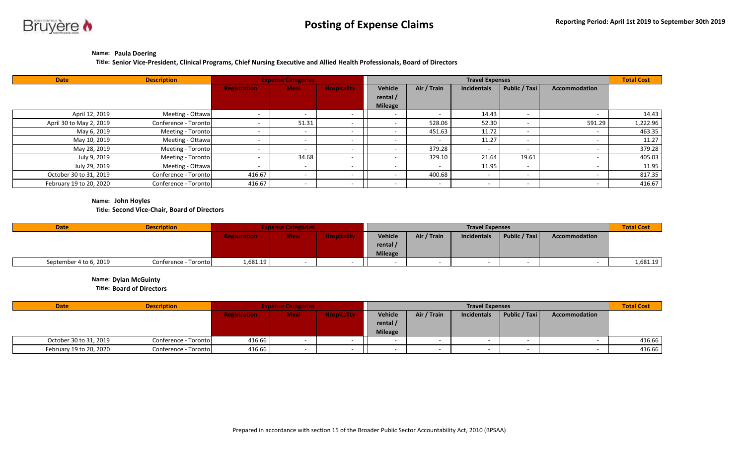# Posting of Expense Claims

**Reporting Period: April 1st 2019 to September 30th 2019**

**Name: Paula Doering**

**Title: Senior Vice-President, Clinical Programs, Chief Nursing Executive and Allied Health Professionals, Board of Directors**

| Date | Description | Expense Categories | | | Travel Expenses | | | | | Total Cost |
|---|---|---|---|---|---|---|---|---|---|---|
| | | Registration | Meal | Hospitality | Vehicle rental / Mileage | Air / Train | Incidentals | Public / Taxi | Accommodation | |
| April 12, 2019 | Meeting - Ottawa | - | - | - | - | - | 14.43 | - | - | 14.43 |
| April 30 to May 2, 2019 | Conference - Toronto | - | 51.31 | - | - | 528.06 | 52.30 | - | 591.29 | 1,222.96 |
| May 6, 2019 | Meeting - Toronto | - | - | - | - | 451.63 | 11.72 | - | - | 463.35 |
| May 10, 2019 | Meeting - Ottawa | - | - | - | - | - | 11.27 | - | - | 11.27 |
| May 28, 2019 | Meeting - Toronto | - | - | - | - | 379.28 | - | - | - | 379.28 |
| July 9, 2019 | Meeting - Toronto | - | 34.68 | - | - | 329.10 | 21.64 | 19.61 | - | 405.03 |
| July 29, 2019 | Meeting - Ottawa | - | - | - | - | - | 11.95 | - | - | 11.95 |
| October 30 to 31, 2019 | Conference - Toronto | 416.67 | - | - | - | 400.68 | - | - | - | 817.35 |
| February 19 to 20, 2020 | Conference - Toronto | 416.67 | - | - | - | - | - | - | - | 416.67 |

**Name: John Hoyles**

**Title: Second Vice-Chair, Board of Directors**

| Date | Description | Expense Categories | | | Travel Expenses | | | | | Total Cost |
|---|---|---|---|---|---|---|---|---|---|---|
| | | Registration | Meal | Hospitality | Vehicle rental / Mileage | Air / Train | Incidentals | Public / Taxi | Accommodation | |
| September 4 to 6, 2019 | Conference - Toronto | 1,681.19 | - | - | - | - | - | - | - | 1,681.19 |

**Name: Dylan McGuinty**

**Title: Board of Directors**

| Date | Description | Expense Categories | | | Travel Expenses | | | | | Total Cost |
|---|---|---|---|---|---|---|---|---|---|---|
| | | Registration | Meal | Hospitality | Vehicle rental / Mileage | Air / Train | Incidentals | Public / Taxi | Accommodation | |
| October 30 to 31, 2019 | Conference - Toronto | 416.66 | - | - | - | - | - | - | - | 416.66 |
| February 19 to 20, 2020 | Conference - Toronto | 416.66 | - | - | - | - | - | - | - | 416.66 |

Prepared in accordance with section 15 of the Broader Public Sector Accountability Act, 2010 (BPSAA)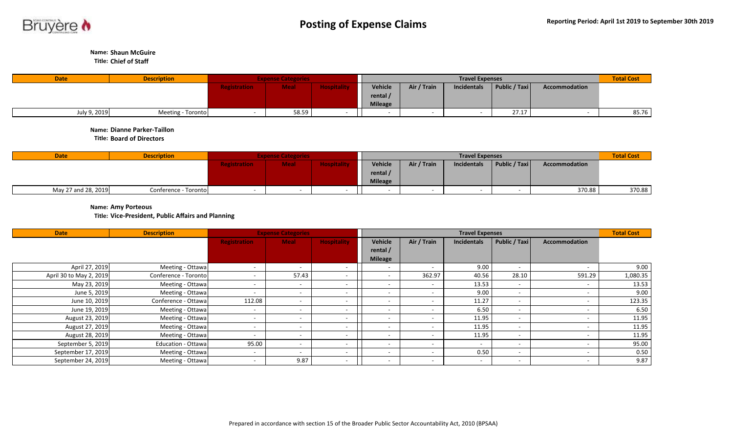# Posting of Expense Claims

**Reporting Period: April 1st 2019 to September 30th 2019**

**Name:** Shaun McGuire
**Title:** Chief of Staff

| Date | Description | Expense Categories | | | Travel Expenses | | | | | Total Cost |
|---|---|---|---|---|---|---|---|---|---|---|
| | | Registration | Meal | Hospitality | Vehicle rental / Mileage | Air / Train | Incidentals | Public / Taxi | Accommodation | |
| July 9, 2019 | Meeting - Toronto | - | 58.59 | - | - | - | - | 27.17 | - | 85.76 |

**Name:** Dianne Parker-Taillon
**Title:** Board of Directors

| Date | Description | Expense Categories | | | Travel Expenses | | | | | Total Cost |
|---|---|---|---|---|---|---|---|---|---|---|
| | | Registration | Meal | Hospitality | Vehicle rental / Mileage | Air / Train | Incidentals | Public / Taxi | Accommodation | |
| May 27 and 28, 2019 | Conference - Toronto | - | - | - | - | - | - | - | 370.88 | 370.88 |

**Name:** Amy Porteous
**Title:** Vice-President, Public Affairs and Planning

| Date | Description | Expense Categories | | | Travel Expenses | | | | | Total Cost |
|---|---|---|---|---|---|---|---|---|---|---|
| | | Registration | Meal | Hospitality | Vehicle rental / Mileage | Air / Train | Incidentals | Public / Taxi | Accommodation | |
| April 27, 2019 | Meeting - Ottawa | - | - | - | - | - | 9.00 | - | - | 9.00 |
| April 30 to May 2, 2019 | Conference - Toronto | - | 57.43 | - | - | 362.97 | 40.56 | 28.10 | 591.29 | 1,080.35 |
| May 23, 2019 | Meeting - Ottawa | - | - | - | - | - | 13.53 | - | - | 13.53 |
| June 5, 2019 | Meeting - Ottawa | - | - | - | - | - | 9.00 | - | - | 9.00 |
| June 10, 2019 | Conference - Ottawa | 112.08 | - | - | - | - | 11.27 | - | - | 123.35 |
| June 19, 2019 | Meeting - Ottawa | - | - | - | - | - | 6.50 | - | - | 6.50 |
| August 23, 2019 | Meeting - Ottawa | - | - | - | - | - | 11.95 | - | - | 11.95 |
| August 27, 2019 | Meeting - Ottawa | - | - | - | - | - | 11.95 | - | - | 11.95 |
| August 28, 2019 | Meeting - Ottawa | - | - | - | - | - | 11.95 | - | - | 11.95 |
| September 5, 2019 | Education - Ottawa | 95.00 | - | - | - | - | - | - | - | 95.00 |
| September 17, 2019 | Meeting - Ottawa | - | - | - | - | - | 0.50 | - | - | 0.50 |
| September 24, 2019 | Meeting - Ottawa | - | 9.87 | - | - | - | - | - | - | 9.87 |

Prepared in accordance with section 15 of the Broader Public Sector Accountability Act, 2010 (BPSAA)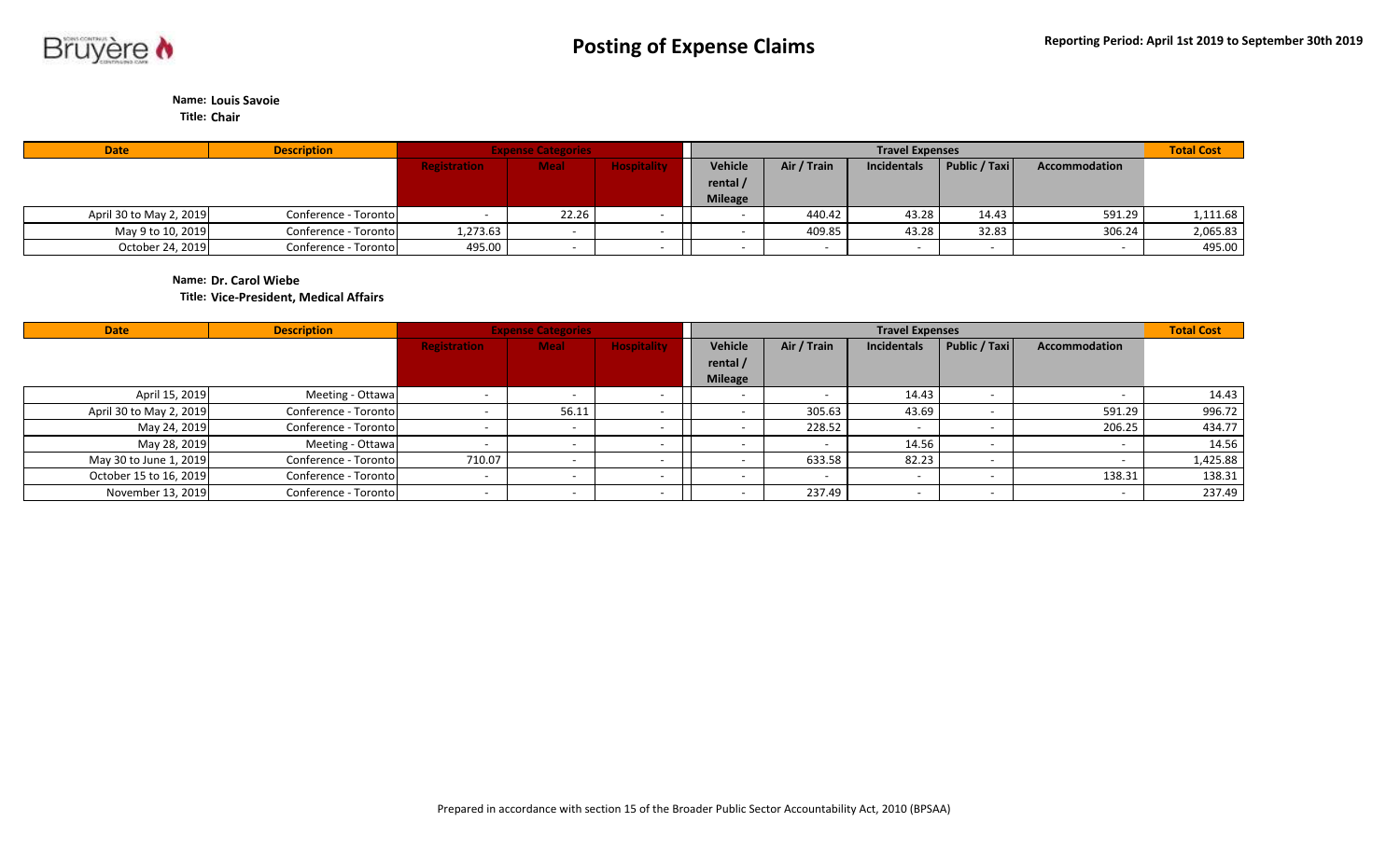# Posting of Expense Claims

**Reporting Period: April 1st 2019 to September 30th 2019**

**Name: Louis Savoie**
**Title: Chair**

| Date | Description | Expense Categories | | | Travel Expenses | | | | | Total Cost |
|---|---|---|---|---|---|---|---|---|---|---|
| | | Registration | Meal | Hospitality | Vehicle rental / Mileage | Air / Train | Incidentals | Public / Taxi | Accommodation | |
| April 30 to May 2, 2019 | Conference - Toronto | - | 22.26 | - | - | 440.42 | 43.28 | 14.43 | 591.29 | 1,111.68 |
| May 9 to 10, 2019 | Conference - Toronto | 1,273.63 | - | - | - | 409.85 | 43.28 | 32.83 | 306.24 | 2,065.83 |
| October 24, 2019 | Conference - Toronto | 495.00 | - | - | - | - | - | - | - | 495.00 |

**Name: Dr. Carol Wiebe**
**Title: Vice-President, Medical Affairs**

| Date | Description | Expense Categories | | | Travel Expenses | | | | | Total Cost |
|---|---|---|---|---|---|---|---|---|---|---|
| | | Registration | Meal | Hospitality | Vehicle rental / Mileage | Air / Train | Incidentals | Public / Taxi | Accommodation | |
| April 15, 2019 | Meeting - Ottawa | - | - | - | - | - | 14.43 | - | - | 14.43 |
| April 30 to May 2, 2019 | Conference - Toronto | - | 56.11 | - | - | 305.63 | 43.69 | - | 591.29 | 996.72 |
| May 24, 2019 | Conference - Toronto | - | - | - | - | 228.52 | - | - | 206.25 | 434.77 |
| May 28, 2019 | Meeting - Ottawa | - | - | - | - | - | 14.56 | - | - | 14.56 |
| May 30 to June 1, 2019 | Conference - Toronto | 710.07 | - | - | - | 633.58 | 82.23 | - | - | 1,425.88 |
| October 15 to 16, 2019 | Conference - Toronto | - | - | - | - | - | - | - | 138.31 | 138.31 |
| November 13, 2019 | Conference - Toronto | - | - | - | - | 237.49 | - | - | - | 237.49 |

Prepared in accordance with section 15 of the Broader Public Sector Accountability Act, 2010 (BPSAA)